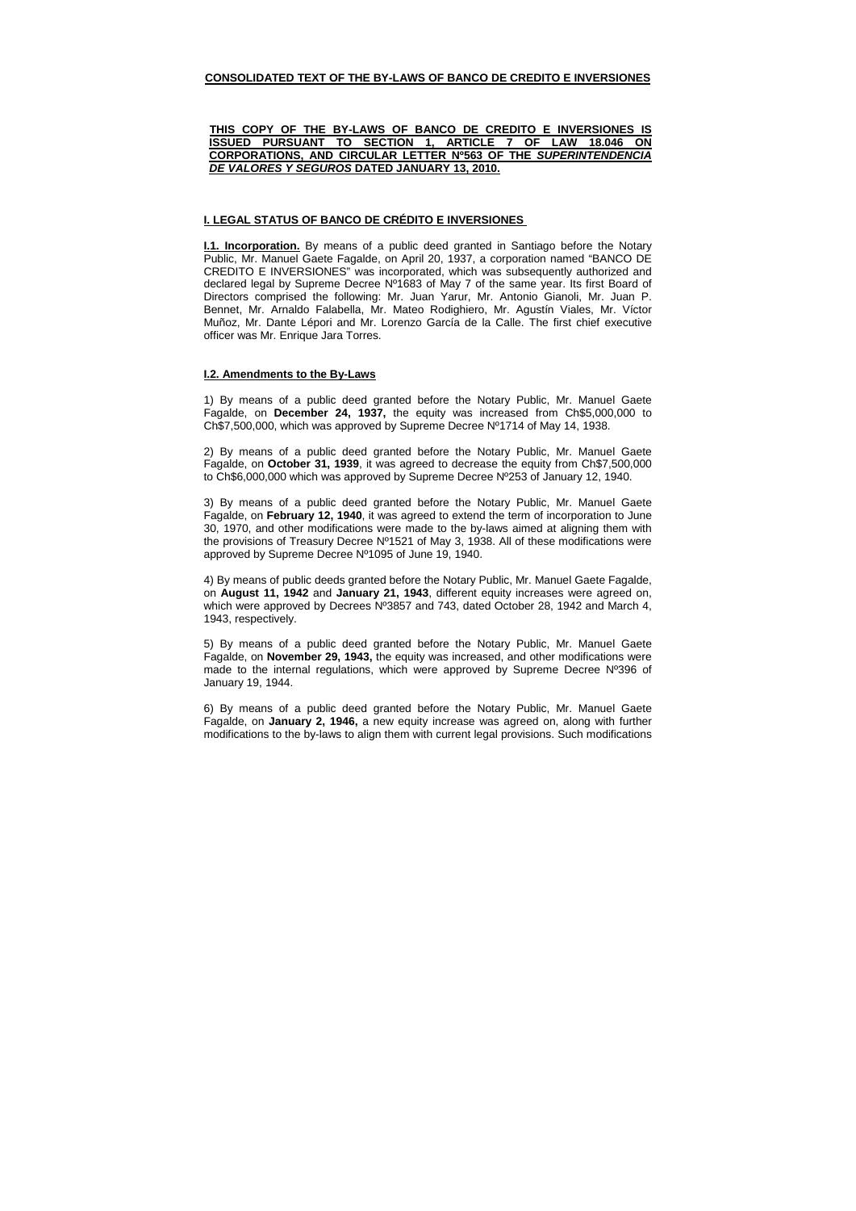**CONSOLIDATED TEXT OF THE BY-LAWS OF BANCO DE CREDITO E INVERSIONES**

**THIS COPY OF THE BY-LAWS OF BANCO DE CREDITO E INVERSIONES IS ISSUED PURSUANT TO SECTION 1, ARTICLE 7 OF LAW 18.046 ON CORPORATIONS, AND CIRCULAR LETTER Nº563 OF THE *SUPERINTENDENCIA DE VALORES Y SEGUROS* DATED JANUARY 13, 2010.**

## I. LEGAL STATUS OF BANCO DE CRÉDITO E INVERSIONES

**I.1. Incorporation.** By means of a public deed granted in Santiago before the Notary Public, Mr. Manuel Gaete Fagalde, on April 20, 1937, a corporation named "BANCO DE CREDITO E INVERSIONES" was incorporated, which was subsequently authorized and declared legal by Supreme Decree Nº1683 of May 7 of the same year. Its first Board of Directors comprised the following: Mr. Juan Yarur, Mr. Antonio Gianoli, Mr. Juan P. Bennet, Mr. Arnaldo Falabella, Mr. Mateo Rodighiero, Mr. Agustín Viales, Mr. Víctor Muñoz, Mr. Dante Lépori and Mr. Lorenzo García de la Calle. The first chief executive officer was Mr. Enrique Jara Torres.

**I.2. Amendments to the By-Laws**

1) By means of a public deed granted before the Notary Public, Mr. Manuel Gaete Fagalde, on **December 24, 1937,** the equity was increased from Ch$5,000,000 to Ch$7,500,000, which was approved by Supreme Decree Nº1714 of May 14, 1938.

2) By means of a public deed granted before the Notary Public, Mr. Manuel Gaete Fagalde, on **October 31, 1939**, it was agreed to decrease the equity from Ch$7,500,000 to Ch$6,000,000 which was approved by Supreme Decree Nº253 of January 12, 1940.

3) By means of a public deed granted before the Notary Public, Mr. Manuel Gaete Fagalde, on **February 12, 1940**, it was agreed to extend the term of incorporation to June 30, 1970, and other modifications were made to the by-laws aimed at aligning them with the provisions of Treasury Decree Nº1521 of May 3, 1938. All of these modifications were approved by Supreme Decree Nº1095 of June 19, 1940.

4) By means of public deeds granted before the Notary Public, Mr. Manuel Gaete Fagalde, on **August 11, 1942** and **January 21, 1943**, different equity increases were agreed on, which were approved by Decrees Nº3857 and 743, dated October 28, 1942 and March 4, 1943, respectively.

5) By means of a public deed granted before the Notary Public, Mr. Manuel Gaete Fagalde, on **November 29, 1943,** the equity was increased, and other modifications were made to the internal regulations, which were approved by Supreme Decree Nº396 of January 19, 1944.

6) By means of a public deed granted before the Notary Public, Mr. Manuel Gaete Fagalde, on **January 2, 1946,** a new equity increase was agreed on, along with further modifications to the by-laws to align them with current legal provisions. Such modifications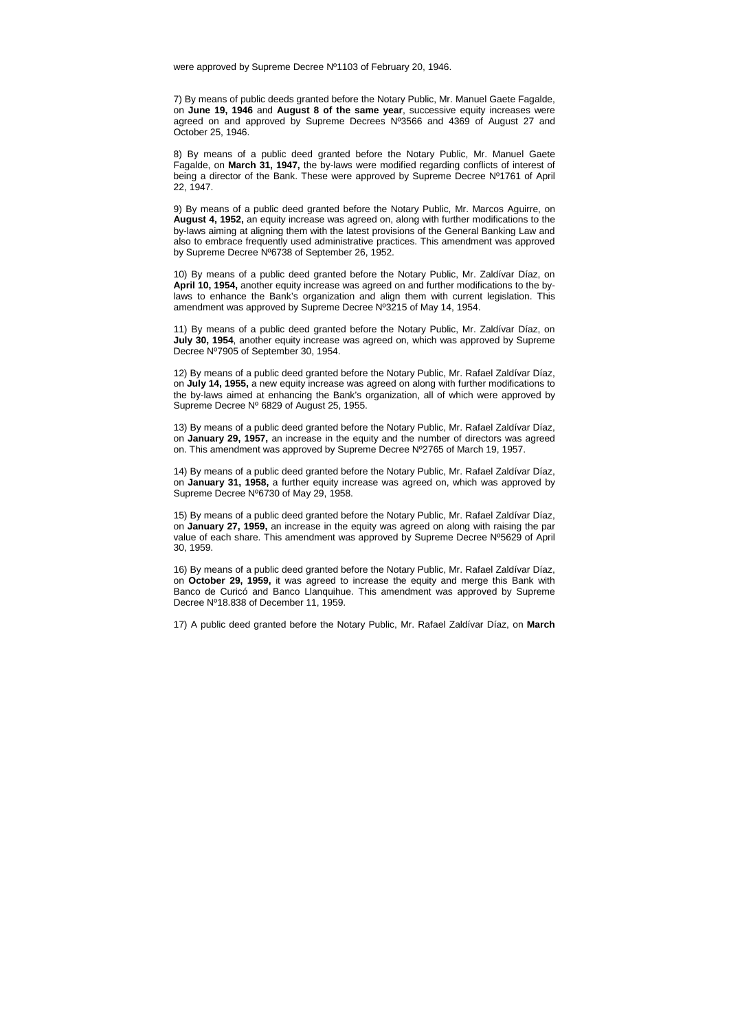were approved by Supreme Decree Nº1103 of February 20, 1946.

7) By means of public deeds granted before the Notary Public, Mr. Manuel Gaete Fagalde, on **June 19, 1946** and **August 8 of the same year**, successive equity increases were agreed on and approved by Supreme Decrees Nº3566 and 4369 of August 27 and October 25, 1946.

8) By means of a public deed granted before the Notary Public, Mr. Manuel Gaete Fagalde, on **March 31, 1947,** the by-laws were modified regarding conflicts of interest of being a director of the Bank. These were approved by Supreme Decree Nº1761 of April 22, 1947.

9) By means of a public deed granted before the Notary Public, Mr. Marcos Aguirre, on **August 4, 1952,** an equity increase was agreed on, along with further modifications to the by-laws aiming at aligning them with the latest provisions of the General Banking Law and also to embrace frequently used administrative practices. This amendment was approved by Supreme Decree Nº6738 of September 26, 1952.

10) By means of a public deed granted before the Notary Public, Mr. Zaldívar Díaz, on **April 10, 1954,** another equity increase was agreed on and further modifications to the by-laws to enhance the Bank's organization and align them with current legislation. This amendment was approved by Supreme Decree Nº3215 of May 14, 1954.

11) By means of a public deed granted before the Notary Public, Mr. Zaldívar Díaz, on **July 30, 1954**, another equity increase was agreed on, which was approved by Supreme Decree Nº7905 of September 30, 1954.

12) By means of a public deed granted before the Notary Public, Mr. Rafael Zaldívar Díaz, on **July 14, 1955,** a new equity increase was agreed on along with further modifications to the by-laws aimed at enhancing the Bank's organization, all of which were approved by Supreme Decree Nº 6829 of August 25, 1955.

13) By means of a public deed granted before the Notary Public, Mr. Rafael Zaldívar Díaz, on **January 29, 1957,** an increase in the equity and the number of directors was agreed on. This amendment was approved by Supreme Decree Nº2765 of March 19, 1957.

14) By means of a public deed granted before the Notary Public, Mr. Rafael Zaldívar Díaz, on **January 31, 1958,** a further equity increase was agreed on, which was approved by Supreme Decree Nº6730 of May 29, 1958.

15) By means of a public deed granted before the Notary Public, Mr. Rafael Zaldívar Díaz, on **January 27, 1959,** an increase in the equity was agreed on along with raising the par value of each share. This amendment was approved by Supreme Decree Nº5629 of April 30, 1959.

16) By means of a public deed granted before the Notary Public, Mr. Rafael Zaldívar Díaz, on **October 29, 1959,** it was agreed to increase the equity and merge this Bank with Banco de Curicó and Banco Llanquihue. This amendment was approved by Supreme Decree Nº18.838 of December 11, 1959.

17) A public deed granted before the Notary Public, Mr. Rafael Zaldívar Díaz, on **March**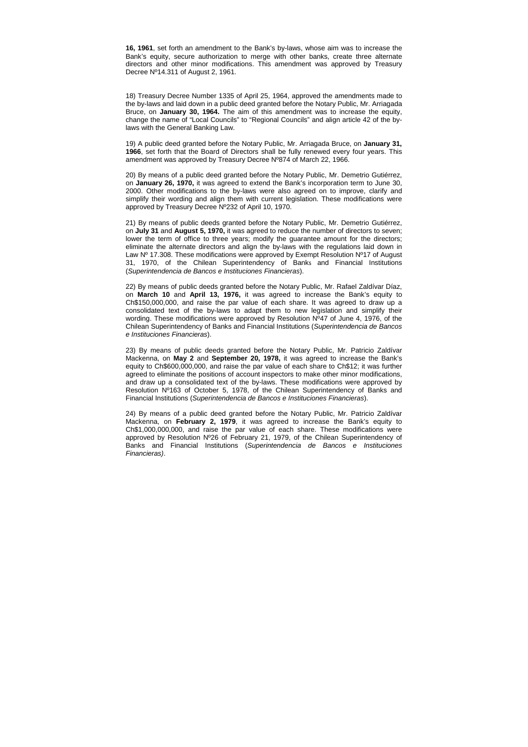**16, 1961**, set forth an amendment to the Bank's by-laws, whose aim was to increase the Bank's equity, secure authorization to merge with other banks, create three alternate directors and other minor modifications. This amendment was approved by Treasury Decree Nº14.311 of August 2, 1961.

18) Treasury Decree Number 1335 of April 25, 1964, approved the amendments made to the by-laws and laid down in a public deed granted before the Notary Public, Mr. Arriagada Bruce, on **January 30, 1964.** The aim of this amendment was to increase the equity, change the name of "Local Councils" to "Regional Councils" and align article 42 of the by-laws with the General Banking Law.

19) A public deed granted before the Notary Public, Mr. Arriagada Bruce, on **January 31, 1966**, set forth that the Board of Directors shall be fully renewed every four years. This amendment was approved by Treasury Decree Nº874 of March 22, 1966.

20) By means of a public deed granted before the Notary Public, Mr. Demetrio Gutiérrez, on **January 26, 1970,** it was agreed to extend the Bank's incorporation term to June 30, 2000. Other modifications to the by-laws were also agreed on to improve, clarify and simplify their wording and align them with current legislation. These modifications were approved by Treasury Decree Nº232 of April 10, 1970.

21) By means of public deeds granted before the Notary Public, Mr. Demetrio Gutiérrez, on **July 31** and **August 5, 1970,** it was agreed to reduce the number of directors to seven; lower the term of office to three years; modify the guarantee amount for the directors; eliminate the alternate directors and align the by-laws with the regulations laid down in Law Nº 17.308. These modifications were approved by Exempt Resolution Nº17 of August 31, 1970, of the Chilean Superintendency of Banks and Financial Institutions (*Superintendencia de Bancos e Instituciones Financieras*).

22) By means of public deeds granted before the Notary Public, Mr. Rafael Zaldívar Díaz, on **March 10** and **April 13, 1976,** it was agreed to increase the Bank's equity to Ch$150,000,000, and raise the par value of each share. It was agreed to draw up a consolidated text of the by-laws to adapt them to new legislation and simplify their wording. These modifications were approved by Resolution Nº47 of June 4, 1976, of the Chilean Superintendency of Banks and Financial Institutions (*Superintendencia de Bancos e Instituciones Financieras*).

23) By means of public deeds granted before the Notary Public, Mr. Patricio Zaldívar Mackenna, on **May 2** and **September 20, 1978,** it was agreed to increase the Bank's equity to Ch$600,000,000, and raise the par value of each share to Ch$12; it was further agreed to eliminate the positions of account inspectors to make other minor modifications, and draw up a consolidated text of the by-laws. These modifications were approved by Resolution Nº163 of October 5, 1978, of the Chilean Superintendency of Banks and Financial Institutions (*Superintendencia de Bancos e Instituciones Financieras*).

24) By means of a public deed granted before the Notary Public, Mr. Patricio Zaldívar Mackenna, on **February 2, 1979**, it was agreed to increase the Bank's equity to Ch$1,000,000,000, and raise the par value of each share. These modifications were approved by Resolution Nº26 of February 21, 1979, of the Chilean Superintendency of Banks and Financial Institutions (*Superintendencia de Bancos e Instituciones Financieras)*.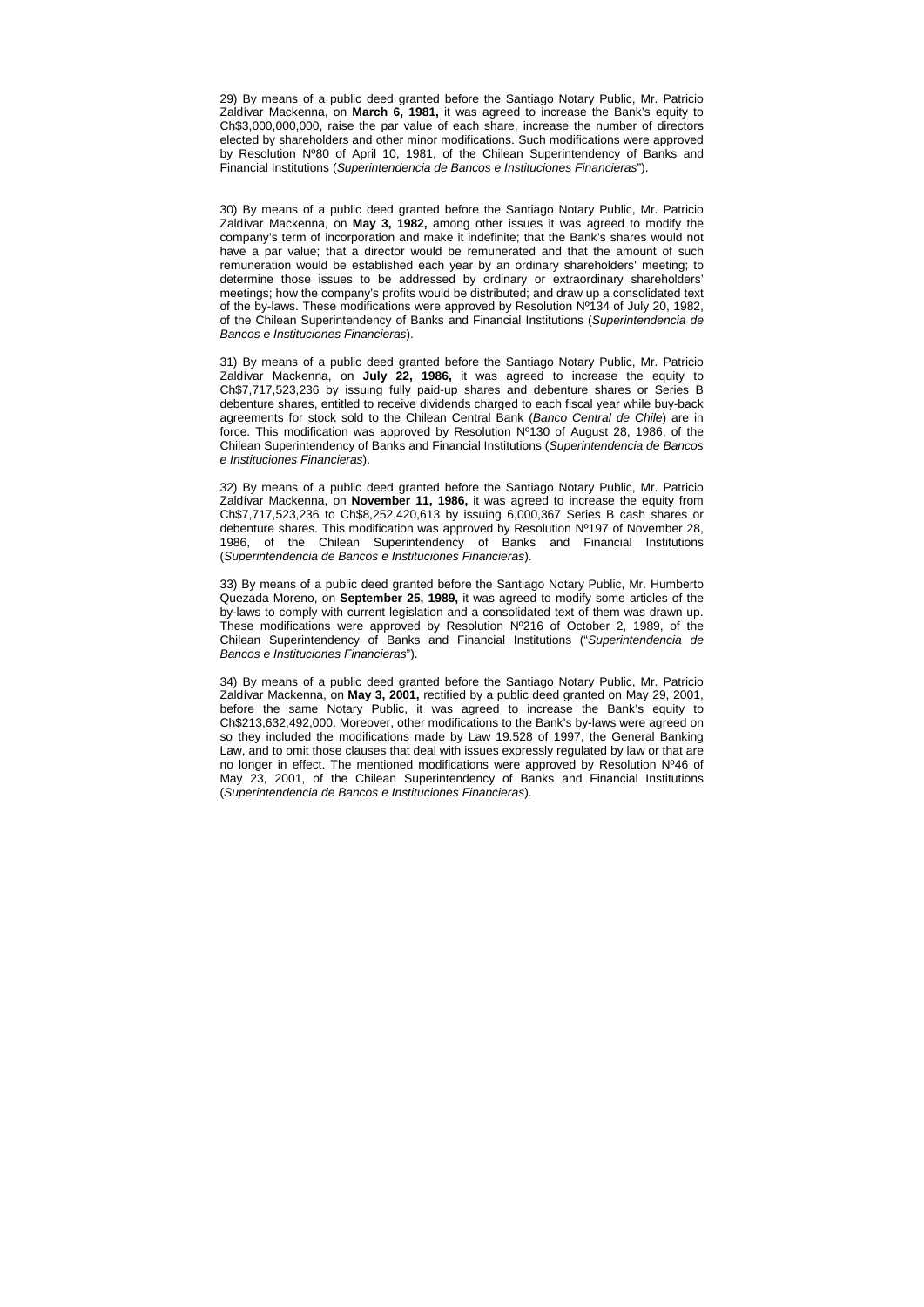29) By means of a public deed granted before the Santiago Notary Public, Mr. Patricio Zaldívar Mackenna, on **March 6, 1981,** it was agreed to increase the Bank's equity to Ch$3,000,000,000, raise the par value of each share, increase the number of directors elected by shareholders and other minor modifications. Such modifications were approved by Resolution Nº80 of April 10, 1981, of the Chilean Superintendency of Banks and Financial Institutions (*Superintendencia de Bancos e Instituciones Financieras*").

30) By means of a public deed granted before the Santiago Notary Public, Mr. Patricio Zaldívar Mackenna, on **May 3, 1982,** among other issues it was agreed to modify the company's term of incorporation and make it indefinite; that the Bank's shares would not have a par value; that a director would be remunerated and that the amount of such remuneration would be established each year by an ordinary shareholders' meeting; to determine those issues to be addressed by ordinary or extraordinary shareholders' meetings; how the company's profits would be distributed; and draw up a consolidated text of the by-laws. These modifications were approved by Resolution Nº134 of July 20, 1982, of the Chilean Superintendency of Banks and Financial Institutions (*Superintendencia de Bancos e Instituciones Financieras*).

31) By means of a public deed granted before the Santiago Notary Public, Mr. Patricio Zaldívar Mackenna, on **July 22, 1986,** it was agreed to increase the equity to Ch$7,717,523,236 by issuing fully paid-up shares and debenture shares or Series B debenture shares, entitled to receive dividends charged to each fiscal year while buy-back agreements for stock sold to the Chilean Central Bank (*Banco Central de Chile*) are in force. This modification was approved by Resolution Nº130 of August 28, 1986, of the Chilean Superintendency of Banks and Financial Institutions (*Superintendencia de Bancos e Instituciones Financieras*).

32) By means of a public deed granted before the Santiago Notary Public, Mr. Patricio Zaldívar Mackenna, on **November 11, 1986,** it was agreed to increase the equity from Ch$7,717,523,236 to Ch$8,252,420,613 by issuing 6,000,367 Series B cash shares or debenture shares. This modification was approved by Resolution Nº197 of November 28, 1986, of the Chilean Superintendency of Banks and Financial Institutions (*Superintendencia de Bancos e Instituciones Financieras*).

33) By means of a public deed granted before the Santiago Notary Public, Mr. Humberto Quezada Moreno, on **September 25, 1989,** it was agreed to modify some articles of the by-laws to comply with current legislation and a consolidated text of them was drawn up. These modifications were approved by Resolution Nº216 of October 2, 1989, of the Chilean Superintendency of Banks and Financial Institutions ("*Superintendencia de Bancos e Instituciones Financieras*").

34) By means of a public deed granted before the Santiago Notary Public, Mr. Patricio Zaldívar Mackenna, on **May 3, 2001,** rectified by a public deed granted on May 29, 2001, before the same Notary Public, it was agreed to increase the Bank's equity to Ch$213,632,492,000. Moreover, other modifications to the Bank's by-laws were agreed on so they included the modifications made by Law 19.528 of 1997, the General Banking Law, and to omit those clauses that deal with issues expressly regulated by law or that are no longer in effect. The mentioned modifications were approved by Resolution Nº46 of May 23, 2001, of the Chilean Superintendency of Banks and Financial Institutions (*Superintendencia de Bancos e Instituciones Financieras*).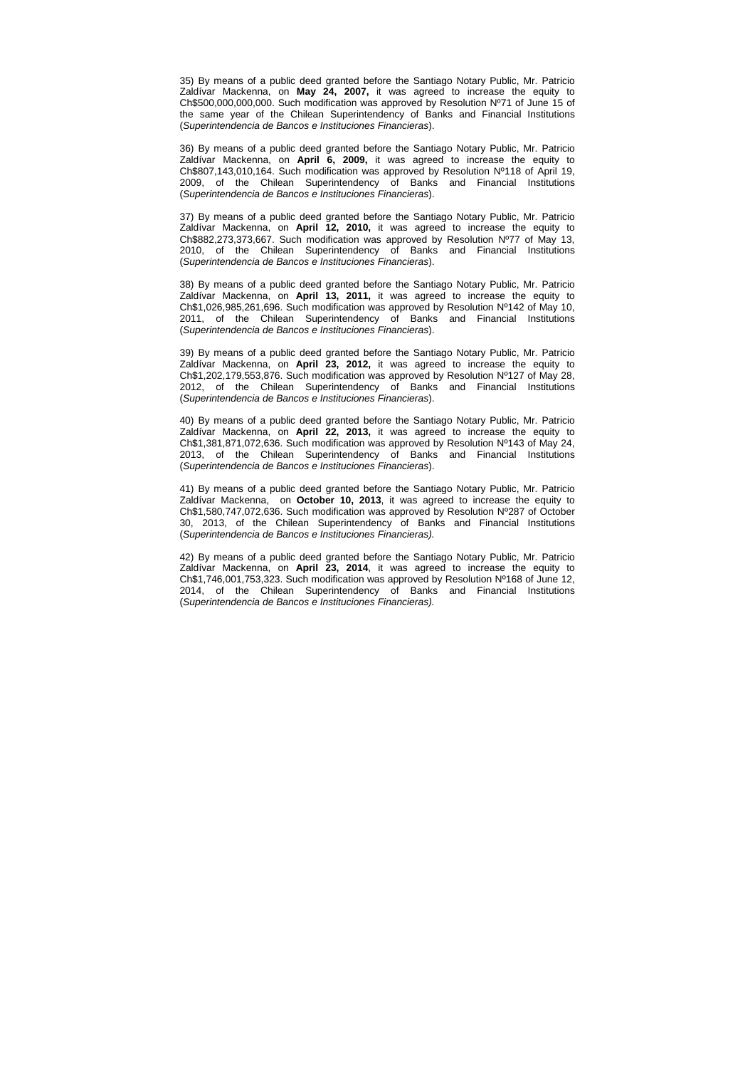35) By means of a public deed granted before the Santiago Notary Public, Mr. Patricio Zaldívar Mackenna, on **May 24, 2007,** it was agreed to increase the equity to Ch$500,000,000,000. Such modification was approved by Resolution Nº71 of June 15 of the same year of the Chilean Superintendency of Banks and Financial Institutions (*Superintendencia de Bancos e Instituciones Financieras*).

36) By means of a public deed granted before the Santiago Notary Public, Mr. Patricio Zaldívar Mackenna, on **April 6, 2009,** it was agreed to increase the equity to Ch$807,143,010,164. Such modification was approved by Resolution Nº118 of April 19, 2009, of the Chilean Superintendency of Banks and Financial Institutions (*Superintendencia de Bancos e Instituciones Financieras*).

37) By means of a public deed granted before the Santiago Notary Public, Mr. Patricio Zaldívar Mackenna, on **April 12, 2010,** it was agreed to increase the equity to Ch$882,273,373,667. Such modification was approved by Resolution Nº77 of May 13, 2010, of the Chilean Superintendency of Banks and Financial Institutions (*Superintendencia de Bancos e Instituciones Financieras*).

38) By means of a public deed granted before the Santiago Notary Public, Mr. Patricio Zaldívar Mackenna, on **April 13, 2011,** it was agreed to increase the equity to Ch$1,026,985,261,696. Such modification was approved by Resolution Nº142 of May 10, 2011, of the Chilean Superintendency of Banks and Financial Institutions (*Superintendencia de Bancos e Instituciones Financieras*).

39) By means of a public deed granted before the Santiago Notary Public, Mr. Patricio Zaldívar Mackenna, on **April 23, 2012,** it was agreed to increase the equity to Ch$1,202,179,553,876. Such modification was approved by Resolution Nº127 of May 28, 2012, of the Chilean Superintendency of Banks and Financial Institutions (*Superintendencia de Bancos e Instituciones Financieras*).

40) By means of a public deed granted before the Santiago Notary Public, Mr. Patricio Zaldívar Mackenna, on **April 22, 2013,** it was agreed to increase the equity to Ch$1,381,871,072,636. Such modification was approved by Resolution Nº143 of May 24, 2013, of the Chilean Superintendency of Banks and Financial Institutions (*Superintendencia de Bancos e Instituciones Financieras*).

41) By means of a public deed granted before the Santiago Notary Public, Mr. Patricio Zaldívar Mackenna, on **October 10, 2013**, it was agreed to increase the equity to Ch$1,580,747,072,636. Such modification was approved by Resolution Nº287 of October 30, 2013, of the Chilean Superintendency of Banks and Financial Institutions (*Superintendencia de Bancos e Instituciones Financieras).*

42) By means of a public deed granted before the Santiago Notary Public, Mr. Patricio Zaldívar Mackenna, on **April 23, 2014**, it was agreed to increase the equity to Ch$1,746,001,753,323. Such modification was approved by Resolution Nº168 of June 12, 2014, of the Chilean Superintendency of Banks and Financial Institutions (*Superintendencia de Bancos e Instituciones Financieras).*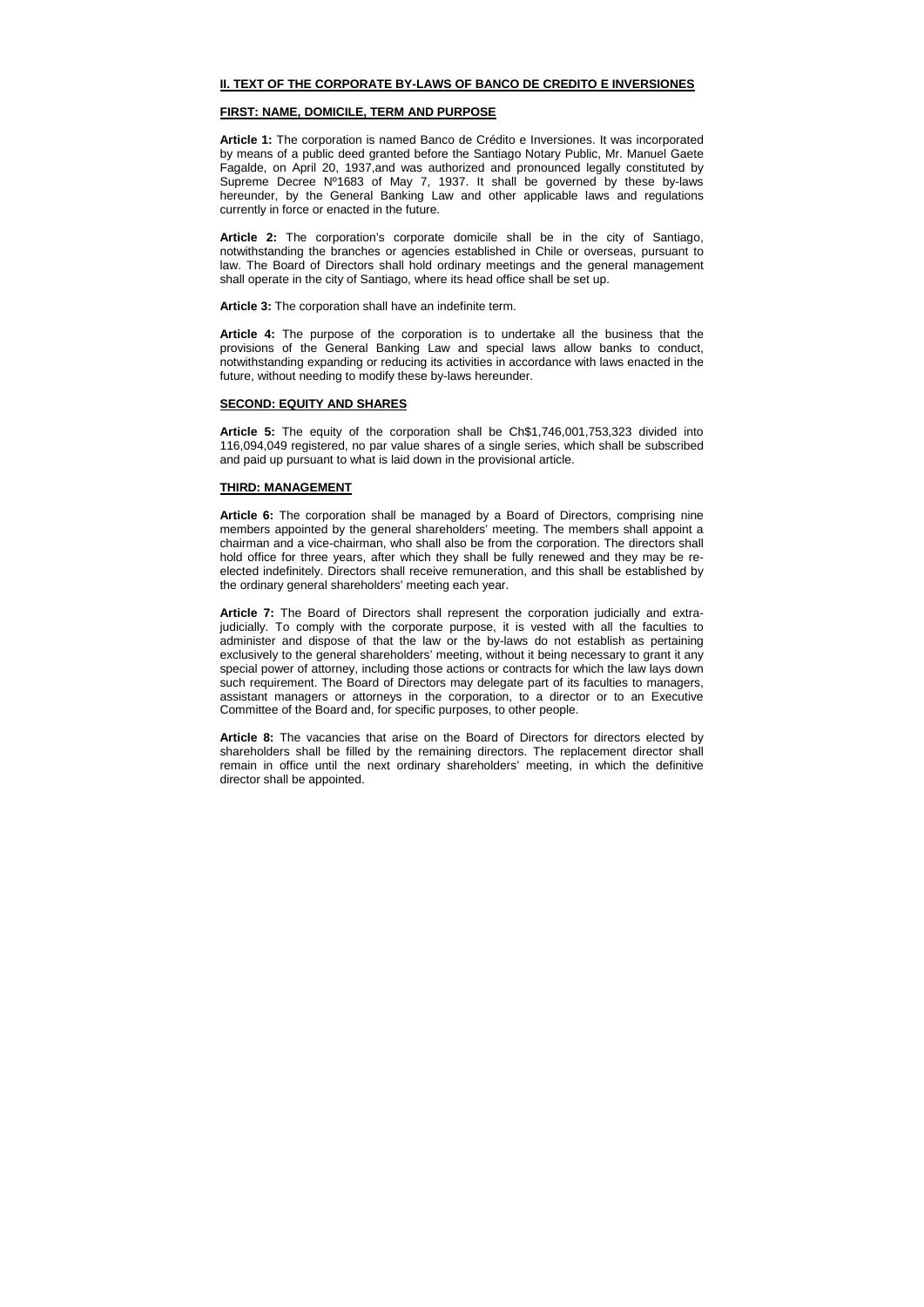## II. TEXT OF THE CORPORATE BY-LAWS OF BANCO DE CREDITO E INVERSIONES

### FIRST: NAME, DOMICILE, TERM AND PURPOSE

**Article 1:** The corporation is named Banco de Crédito e Inversiones. It was incorporated by means of a public deed granted before the Santiago Notary Public, Mr. Manuel Gaete Fagalde, on April 20, 1937,and was authorized and pronounced legally constituted by Supreme Decree Nº1683 of May 7, 1937. It shall be governed by these by-laws hereunder, by the General Banking Law and other applicable laws and regulations currently in force or enacted in the future.

**Article 2:** The corporation's corporate domicile shall be in the city of Santiago, notwithstanding the branches or agencies established in Chile or overseas, pursuant to law. The Board of Directors shall hold ordinary meetings and the general management shall operate in the city of Santiago, where its head office shall be set up.

**Article 3:** The corporation shall have an indefinite term.

**Article 4:** The purpose of the corporation is to undertake all the business that the provisions of the General Banking Law and special laws allow banks to conduct, notwithstanding expanding or reducing its activities in accordance with laws enacted in the future, without needing to modify these by-laws hereunder.

### SECOND: EQUITY AND SHARES

**Article 5:** The equity of the corporation shall be Ch$1,746,001,753,323 divided into 116,094,049 registered, no par value shares of a single series, which shall be subscribed and paid up pursuant to what is laid down in the provisional article.

### THIRD: MANAGEMENT

**Article 6:** The corporation shall be managed by a Board of Directors, comprising nine members appointed by the general shareholders' meeting. The members shall appoint a chairman and a vice-chairman, who shall also be from the corporation. The directors shall hold office for three years, after which they shall be fully renewed and they may be re-elected indefinitely. Directors shall receive remuneration, and this shall be established by the ordinary general shareholders' meeting each year.

**Article 7:** The Board of Directors shall represent the corporation judicially and extra-judicially. To comply with the corporate purpose, it is vested with all the faculties to administer and dispose of that the law or the by-laws do not establish as pertaining exclusively to the general shareholders' meeting, without it being necessary to grant it any special power of attorney, including those actions or contracts for which the law lays down such requirement. The Board of Directors may delegate part of its faculties to managers, assistant managers or attorneys in the corporation, to a director or to an Executive Committee of the Board and, for specific purposes, to other people.

**Article 8:** The vacancies that arise on the Board of Directors for directors elected by shareholders shall be filled by the remaining directors. The replacement director shall remain in office until the next ordinary shareholders' meeting, in which the definitive director shall be appointed.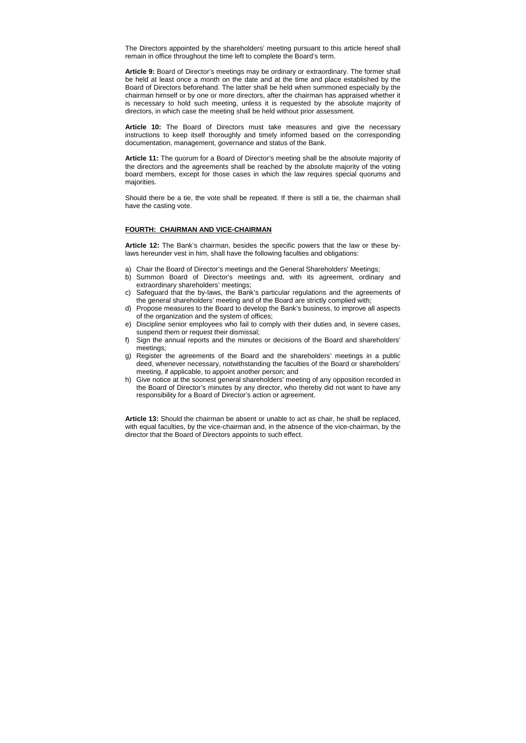The Directors appointed by the shareholders' meeting pursuant to this article hereof shall remain in office throughout the time left to complete the Board's term.

**Article 9:** Board of Director's meetings may be ordinary or extraordinary. The former shall be held at least once a month on the date and at the time and place established by the Board of Directors beforehand. The latter shall be held when summoned especially by the chairman himself or by one or more directors, after the chairman has appraised whether it is necessary to hold such meeting, unless it is requested by the absolute majority of directors, in which case the meeting shall be held without prior assessment.

**Article 10:** The Board of Directors must take measures and give the necessary instructions to keep itself thoroughly and timely informed based on the corresponding documentation, management, governance and status of the Bank.

**Article 11:** The quorum for a Board of Director's meeting shall be the absolute majority of the directors and the agreements shall be reached by the absolute majority of the voting board members, except for those cases in which the law requires special quorums and majorities.

Should there be a tie, the vote shall be repeated. If there is still a tie, the chairman shall have the casting vote.

**FOURTH: CHAIRMAN AND VICE-CHAIRMAN**

**Article 12:** The Bank's chairman, besides the specific powers that the law or these by-laws hereunder vest in him, shall have the following faculties and obligations:

a) Chair the Board of Director's meetings and the General Shareholders' Meetings;
b) Summon Board of Director's meetings and, with its agreement, ordinary and extraordinary shareholders' meetings;
c) Safeguard that the by-laws, the Bank's particular regulations and the agreements of the general shareholders' meeting and of the Board are strictly complied with;
d) Propose measures to the Board to develop the Bank's business, to improve all aspects of the organization and the system of offices;
e) Discipline senior employees who fail to comply with their duties and, in severe cases, suspend them or request their dismissal;
f) Sign the annual reports and the minutes or decisions of the Board and shareholders' meetings;
g) Register the agreements of the Board and the shareholders' meetings in a public deed, whenever necessary, notwithstanding the faculties of the Board or shareholders' meeting, if applicable, to appoint another person; and
h) Give notice at the soonest general shareholders' meeting of any opposition recorded in the Board of Director's minutes by any director, who thereby did not want to have any responsibility for a Board of Director's action or agreement.

**Article 13:** Should the chairman be absent or unable to act as chair, he shall be replaced, with equal faculties, by the vice-chairman and, in the absence of the vice-chairman, by the director that the Board of Directors appoints to such effect.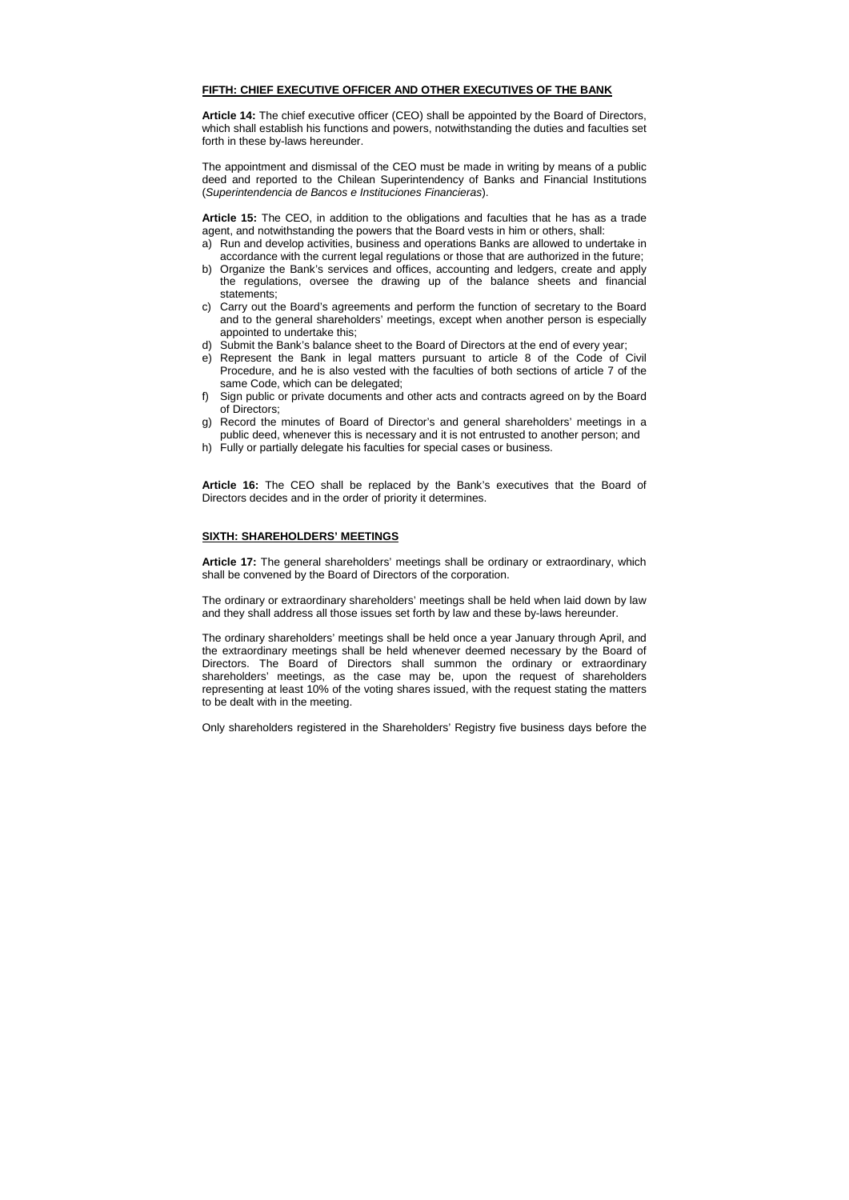## FIFTH: CHIEF EXECUTIVE OFFICER AND OTHER EXECUTIVES OF THE BANK

**Article 14:** The chief executive officer (CEO) shall be appointed by the Board of Directors, which shall establish his functions and powers, notwithstanding the duties and faculties set forth in these by-laws hereunder.

The appointment and dismissal of the CEO must be made in writing by means of a public deed and reported to the Chilean Superintendency of Banks and Financial Institutions (*Superintendencia de Bancos e Instituciones Financieras*).

**Article 15:** The CEO, in addition to the obligations and faculties that he has as a trade agent, and notwithstanding the powers that the Board vests in him or others, shall:

a) Run and develop activities, business and operations Banks are allowed to undertake in accordance with the current legal regulations or those that are authorized in the future;
b) Organize the Bank's services and offices, accounting and ledgers, create and apply the regulations, oversee the drawing up of the balance sheets and financial statements;
c) Carry out the Board's agreements and perform the function of secretary to the Board and to the general shareholders' meetings, except when another person is especially appointed to undertake this;
d) Submit the Bank's balance sheet to the Board of Directors at the end of every year;
e) Represent the Bank in legal matters pursuant to article 8 of the Code of Civil Procedure, and he is also vested with the faculties of both sections of article 7 of the same Code, which can be delegated;
f) Sign public or private documents and other acts and contracts agreed on by the Board of Directors;
g) Record the minutes of Board of Director's and general shareholders' meetings in a public deed, whenever this is necessary and it is not entrusted to another person; and
h) Fully or partially delegate his faculties for special cases or business.

**Article 16:** The CEO shall be replaced by the Bank's executives that the Board of Directors decides and in the order of priority it determines.

## SIXTH: SHAREHOLDERS' MEETINGS

**Article 17:** The general shareholders' meetings shall be ordinary or extraordinary, which shall be convened by the Board of Directors of the corporation.

The ordinary or extraordinary shareholders' meetings shall be held when laid down by law and they shall address all those issues set forth by law and these by-laws hereunder.

The ordinary shareholders' meetings shall be held once a year January through April, and the extraordinary meetings shall be held whenever deemed necessary by the Board of Directors. The Board of Directors shall summon the ordinary or extraordinary shareholders' meetings, as the case may be, upon the request of shareholders representing at least 10% of the voting shares issued, with the request stating the matters to be dealt with in the meeting.

Only shareholders registered in the Shareholders' Registry five business days before the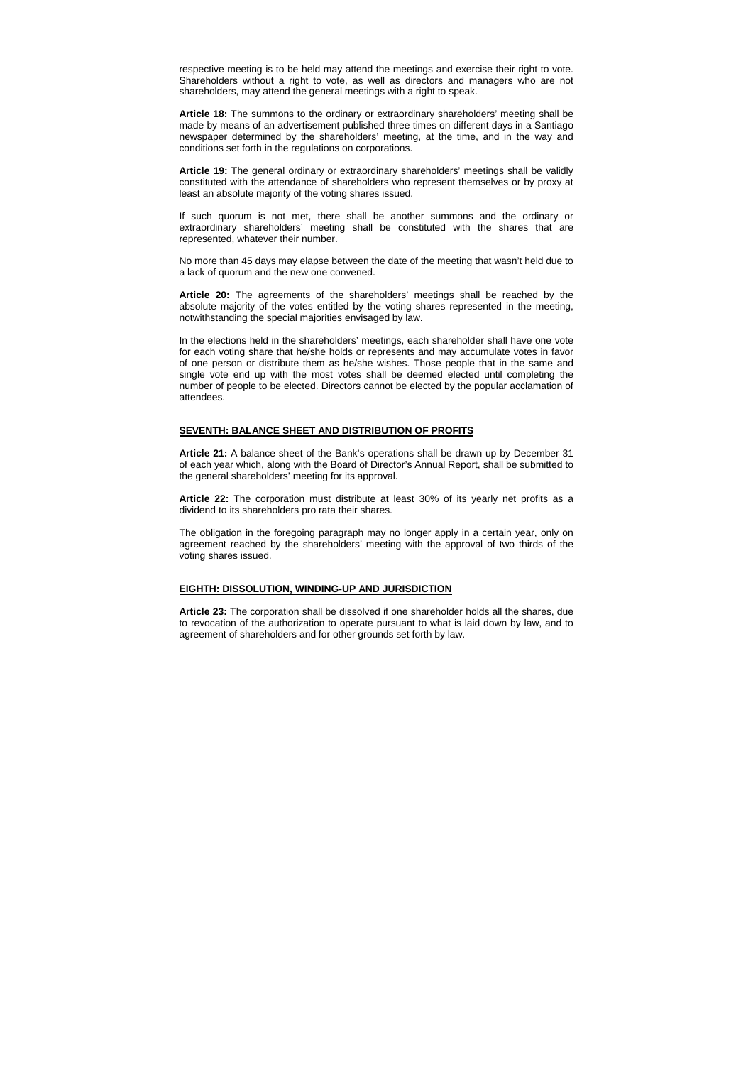respective meeting is to be held may attend the meetings and exercise their right to vote. Shareholders without a right to vote, as well as directors and managers who are not shareholders, may attend the general meetings with a right to speak.

**Article 18:** The summons to the ordinary or extraordinary shareholders' meeting shall be made by means of an advertisement published three times on different days in a Santiago newspaper determined by the shareholders' meeting, at the time, and in the way and conditions set forth in the regulations on corporations.

**Article 19:** The general ordinary or extraordinary shareholders' meetings shall be validly constituted with the attendance of shareholders who represent themselves or by proxy at least an absolute majority of the voting shares issued.

If such quorum is not met, there shall be another summons and the ordinary or extraordinary shareholders' meeting shall be constituted with the shares that are represented, whatever their number.

No more than 45 days may elapse between the date of the meeting that wasn't held due to a lack of quorum and the new one convened.

**Article 20:** The agreements of the shareholders' meetings shall be reached by the absolute majority of the votes entitled by the voting shares represented in the meeting, notwithstanding the special majorities envisaged by law.

In the elections held in the shareholders' meetings, each shareholder shall have one vote for each voting share that he/she holds or represents and may accumulate votes in favor of one person or distribute them as he/she wishes. Those people that in the same and single vote end up with the most votes shall be deemed elected until completing the number of people to be elected. Directors cannot be elected by the popular acclamation of attendees.

## SEVENTH: BALANCE SHEET AND DISTRIBUTION OF PROFITS

**Article 21:** A balance sheet of the Bank's operations shall be drawn up by December 31 of each year which, along with the Board of Director's Annual Report, shall be submitted to the general shareholders' meeting for its approval.

**Article 22:** The corporation must distribute at least 30% of its yearly net profits as a dividend to its shareholders pro rata their shares.

The obligation in the foregoing paragraph may no longer apply in a certain year, only on agreement reached by the shareholders' meeting with the approval of two thirds of the voting shares issued.

## EIGHTH: DISSOLUTION, WINDING-UP AND JURISDICTION

**Article 23:** The corporation shall be dissolved if one shareholder holds all the shares, due to revocation of the authorization to operate pursuant to what is laid down by law, and to agreement of shareholders and for other grounds set forth by law.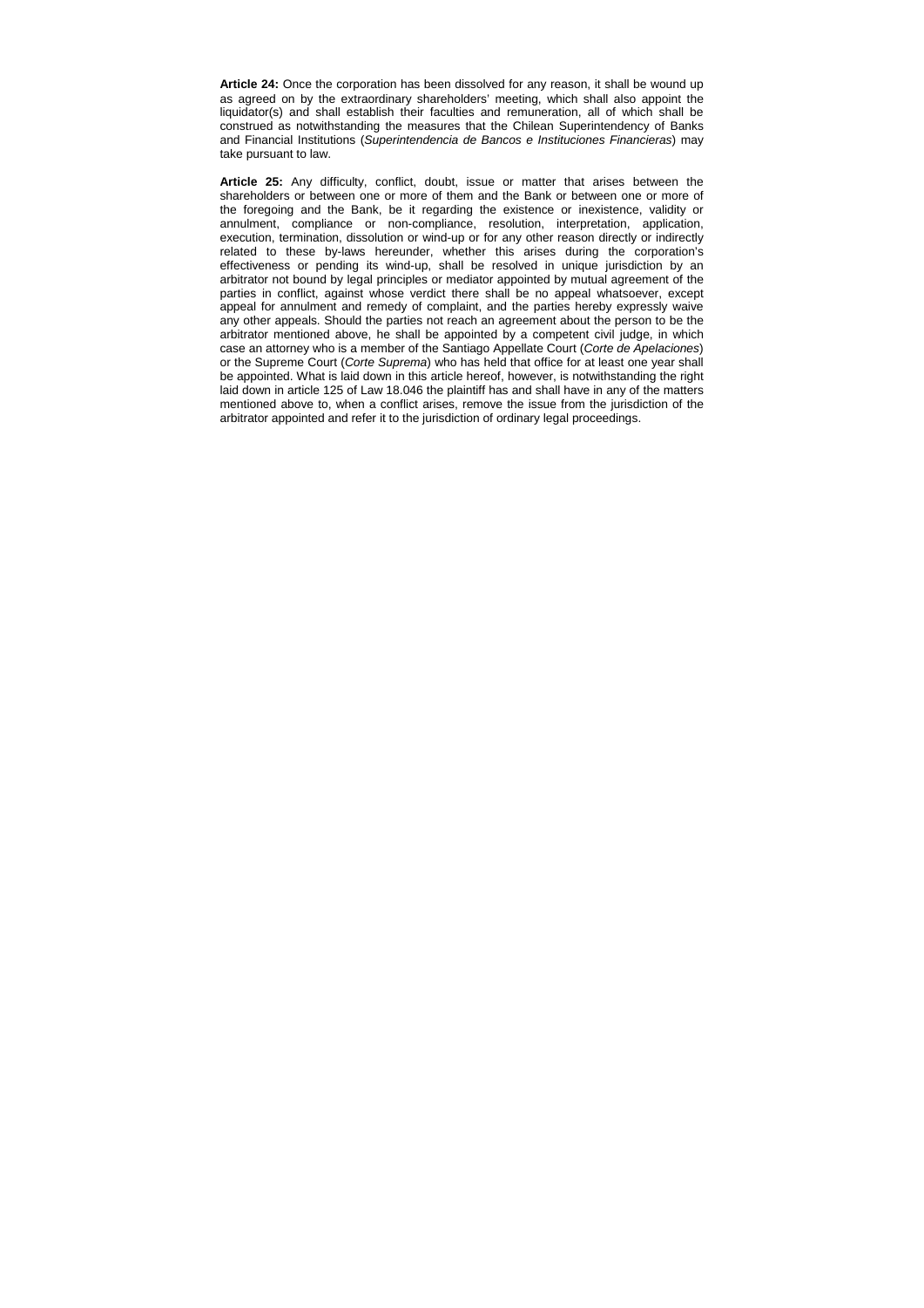**Article 24:** Once the corporation has been dissolved for any reason, it shall be wound up as agreed on by the extraordinary shareholders' meeting, which shall also appoint the liquidator(s) and shall establish their faculties and remuneration, all of which shall be construed as notwithstanding the measures that the Chilean Superintendency of Banks and Financial Institutions (*Superintendencia de Bancos e Instituciones Financieras*) may take pursuant to law.

**Article 25:** Any difficulty, conflict, doubt, issue or matter that arises between the shareholders or between one or more of them and the Bank or between one or more of the foregoing and the Bank, be it regarding the existence or inexistence, validity or annulment, compliance or non-compliance, resolution, interpretation, application, execution, termination, dissolution or wind-up or for any other reason directly or indirectly related to these by-laws hereunder, whether this arises during the corporation's effectiveness or pending its wind-up, shall be resolved in unique jurisdiction by an arbitrator not bound by legal principles or mediator appointed by mutual agreement of the parties in conflict, against whose verdict there shall be no appeal whatsoever, except appeal for annulment and remedy of complaint, and the parties hereby expressly waive any other appeals. Should the parties not reach an agreement about the person to be the arbitrator mentioned above, he shall be appointed by a competent civil judge, in which case an attorney who is a member of the Santiago Appellate Court (*Corte de Apelaciones*) or the Supreme Court (*Corte Suprema*) who has held that office for at least one year shall be appointed. What is laid down in this article hereof, however, is notwithstanding the right laid down in article 125 of Law 18.046 the plaintiff has and shall have in any of the matters mentioned above to, when a conflict arises, remove the issue from the jurisdiction of the arbitrator appointed and refer it to the jurisdiction of ordinary legal proceedings.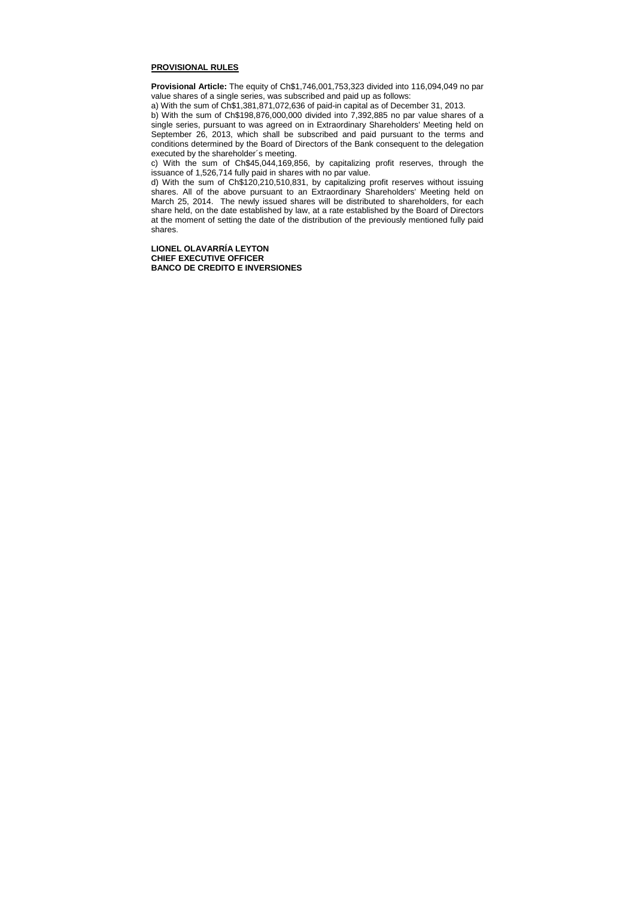**PROVISIONAL RULES**

**Provisional Article:** The equity of Ch$1,746,001,753,323 divided into 116,094,049 no par value shares of a single series, was subscribed and paid up as follows:

a) With the sum of Ch$1,381,871,072,636 of paid-in capital as of December 31, 2013.

b) With the sum of Ch$198,876,000,000 divided into 7,392,885 no par value shares of a single series, pursuant to was agreed on in Extraordinary Shareholders' Meeting held on September 26, 2013, which shall be subscribed and paid pursuant to the terms and conditions determined by the Board of Directors of the Bank consequent to the delegation executed by the shareholder´s meeting.

c) With the sum of Ch$45,044,169,856, by capitalizing profit reserves, through the issuance of 1,526,714 fully paid in shares with no par value.

d) With the sum of Ch$120,210,510,831, by capitalizing profit reserves without issuing shares. All of the above pursuant to an Extraordinary Shareholders' Meeting held on March 25, 2014. The newly issued shares will be distributed to shareholders, for each share held, on the date established by law, at a rate established by the Board of Directors at the moment of setting the date of the distribution of the previously mentioned fully paid shares.

**LIONEL OLAVARRÍA LEYTON**
**CHIEF EXECUTIVE OFFICER**
**BANCO DE CREDITO E INVERSIONES**